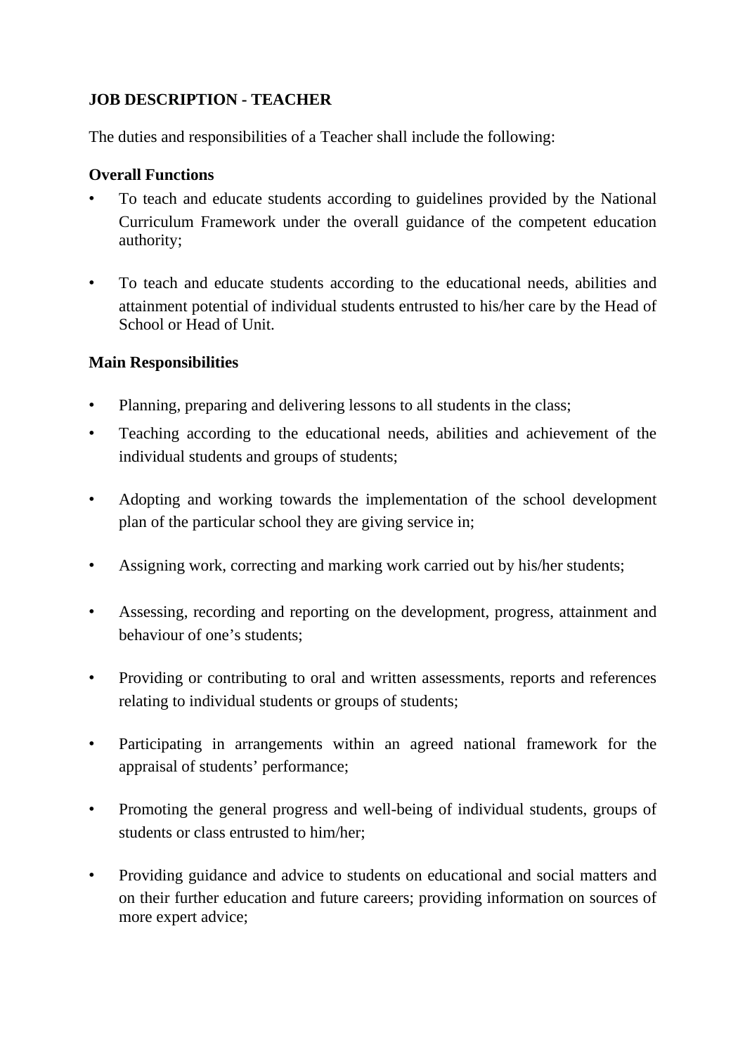**JOB DESCRIPTION - TEACHER**

The duties and responsibilities of a Teacher shall include the following:

**Overall Functions**

- To teach and educate students according to guidelines provided by the National Curriculum Framework under the overall guidance of the competent education authority;

- To teach and educate students according to the educational needs, abilities and attainment potential of individual students entrusted to his/her care by the Head of School or Head of Unit.

**Main Responsibilities**

- Planning, preparing and delivering lessons to all students in the class;
- Teaching according to the educational needs, abilities and achievement of the individual students and groups of students;
- Adopting and working towards the implementation of the school development plan of the particular school they are giving service in;
- Assigning work, correcting and marking work carried out by his/her students;
- Assessing, recording and reporting on the development, progress, attainment and behaviour of one's students;
- Providing or contributing to oral and written assessments, reports and references relating to individual students or groups of students;
- Participating in arrangements within an agreed national framework for the appraisal of students' performance;
- Promoting the general progress and well-being of individual students, groups of students or class entrusted to him/her;
- Providing guidance and advice to students on educational and social matters and on their further education and future careers; providing information on sources of more expert advice;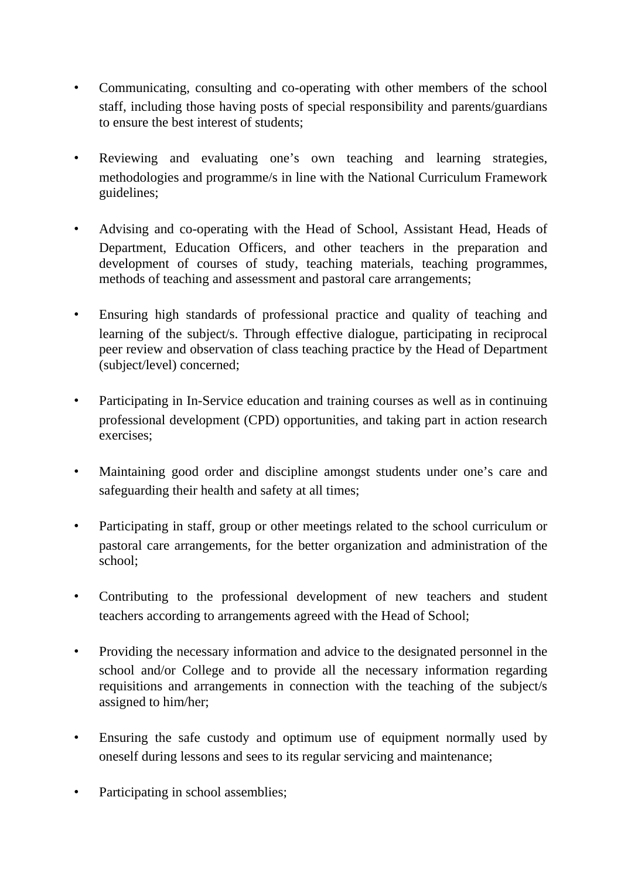- Communicating, consulting and co-operating with other members of the school staff, including those having posts of special responsibility and parents/guardians to ensure the best interest of students;

- Reviewing and evaluating one's own teaching and learning strategies, methodologies and programme/s in line with the National Curriculum Framework guidelines;

- Advising and co-operating with the Head of School, Assistant Head, Heads of Department, Education Officers, and other teachers in the preparation and development of courses of study, teaching materials, teaching programmes, methods of teaching and assessment and pastoral care arrangements;

- Ensuring high standards of professional practice and quality of teaching and learning of the subject/s. Through effective dialogue, participating in reciprocal peer review and observation of class teaching practice by the Head of Department (subject/level) concerned;

- Participating in In-Service education and training courses as well as in continuing professional development (CPD) opportunities, and taking part in action research exercises;

- Maintaining good order and discipline amongst students under one's care and safeguarding their health and safety at all times;

- Participating in staff, group or other meetings related to the school curriculum or pastoral care arrangements, for the better organization and administration of the school;

- Contributing to the professional development of new teachers and student teachers according to arrangements agreed with the Head of School;

- Providing the necessary information and advice to the designated personnel in the school and/or College and to provide all the necessary information regarding requisitions and arrangements in connection with the teaching of the subject/s assigned to him/her;

- Ensuring the safe custody and optimum use of equipment normally used by oneself during lessons and sees to its regular servicing and maintenance;

- Participating in school assemblies;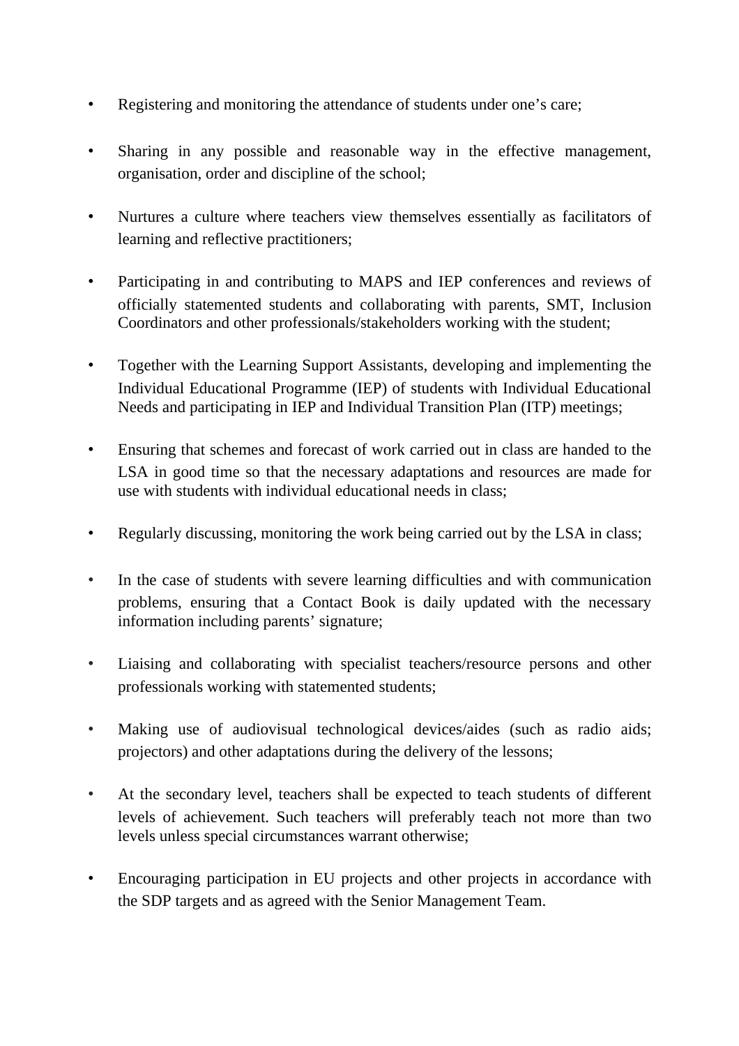- Registering and monitoring the attendance of students under one's care;
- Sharing in any possible and reasonable way in the effective management, organisation, order and discipline of the school;
- Nurtures a culture where teachers view themselves essentially as facilitators of learning and reflective practitioners;
- Participating in and contributing to MAPS and IEP conferences and reviews of officially statemented students and collaborating with parents, SMT, Inclusion Coordinators and other professionals/stakeholders working with the student;
- Together with the Learning Support Assistants, developing and implementing the Individual Educational Programme (IEP) of students with Individual Educational Needs and participating in IEP and Individual Transition Plan (ITP) meetings;
- Ensuring that schemes and forecast of work carried out in class are handed to the LSA in good time so that the necessary adaptations and resources are made for use with students with individual educational needs in class;
- Regularly discussing, monitoring the work being carried out by the LSA in class;
- In the case of students with severe learning difficulties and with communication problems, ensuring that a Contact Book is daily updated with the necessary information including parents' signature;
- Liaising and collaborating with specialist teachers/resource persons and other professionals working with statemented students;
- Making use of audiovisual technological devices/aides (such as radio aids; projectors) and other adaptations during the delivery of the lessons;
- At the secondary level, teachers shall be expected to teach students of different levels of achievement. Such teachers will preferably teach not more than two levels unless special circumstances warrant otherwise;
- Encouraging participation in EU projects and other projects in accordance with the SDP targets and as agreed with the Senior Management Team.